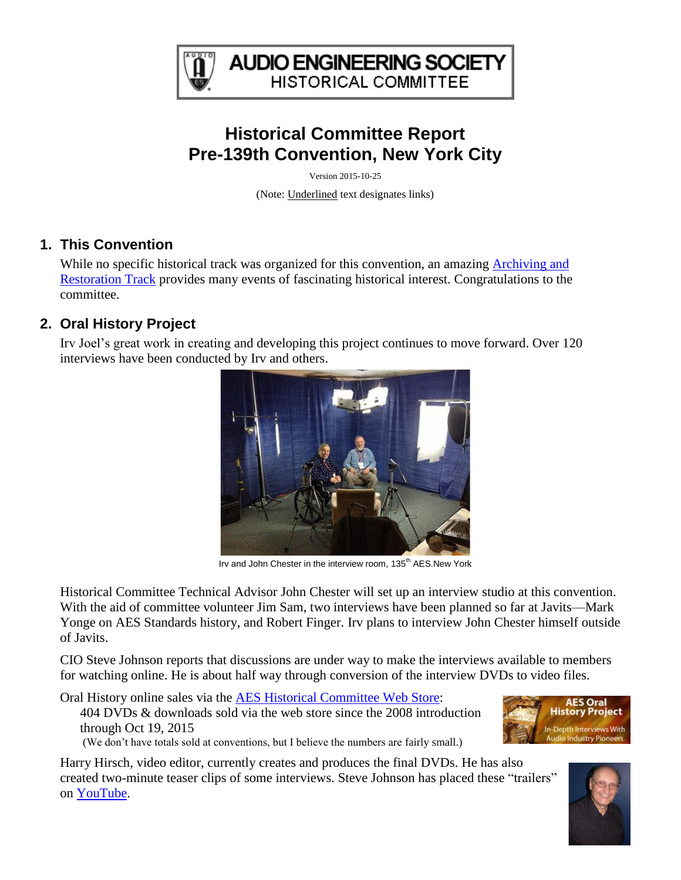# AUDIO ENGINEERING SOCIETY
## HISTORICAL COMMITTEE

# Historical Committee Report
# Pre-139th Convention, New York City

Version 2015-10-25

(Note: Underlined text designates links)

## 1. This Convention

While no specific historical track was organized for this convention, an amazing Archiving and Restoration Track provides many events of fascinating historical interest. Congratulations to the committee.

## 2. Oral History Project

Irv Joel's great work in creating and developing this project continues to move forward. Over 120 interviews have been conducted by Irv and others.

Irv and John Chester in the interview room, 135th AES.New York

Historical Committee Technical Advisor John Chester will set up an interview studio at this convention. With the aid of committee volunteer Jim Sam, two interviews have been planned so far at Javits—Mark Yonge on AES Standards history, and Robert Finger. Irv plans to interview John Chester himself outside of Javits.

CIO Steve Johnson reports that discussions are under way to make the interviews available to members for watching online. He is about half way through conversion of the interview DVDs to video files.

Oral History online sales via the AES Historical Committee Web Store:

404 DVDs & downloads sold via the web store since the 2008 introduction through Oct 19, 2015

(We don't have totals sold at conventions, but I believe the numbers are fairly small.)

AES Oral History Project — In-Depth Interviews With Audio Industry Pioneers

Harry Hirsch, video editor, currently creates and produces the final DVDs. He has also created two-minute teaser clips of some interviews. Steve Johnson has placed these "trailers" on YouTube.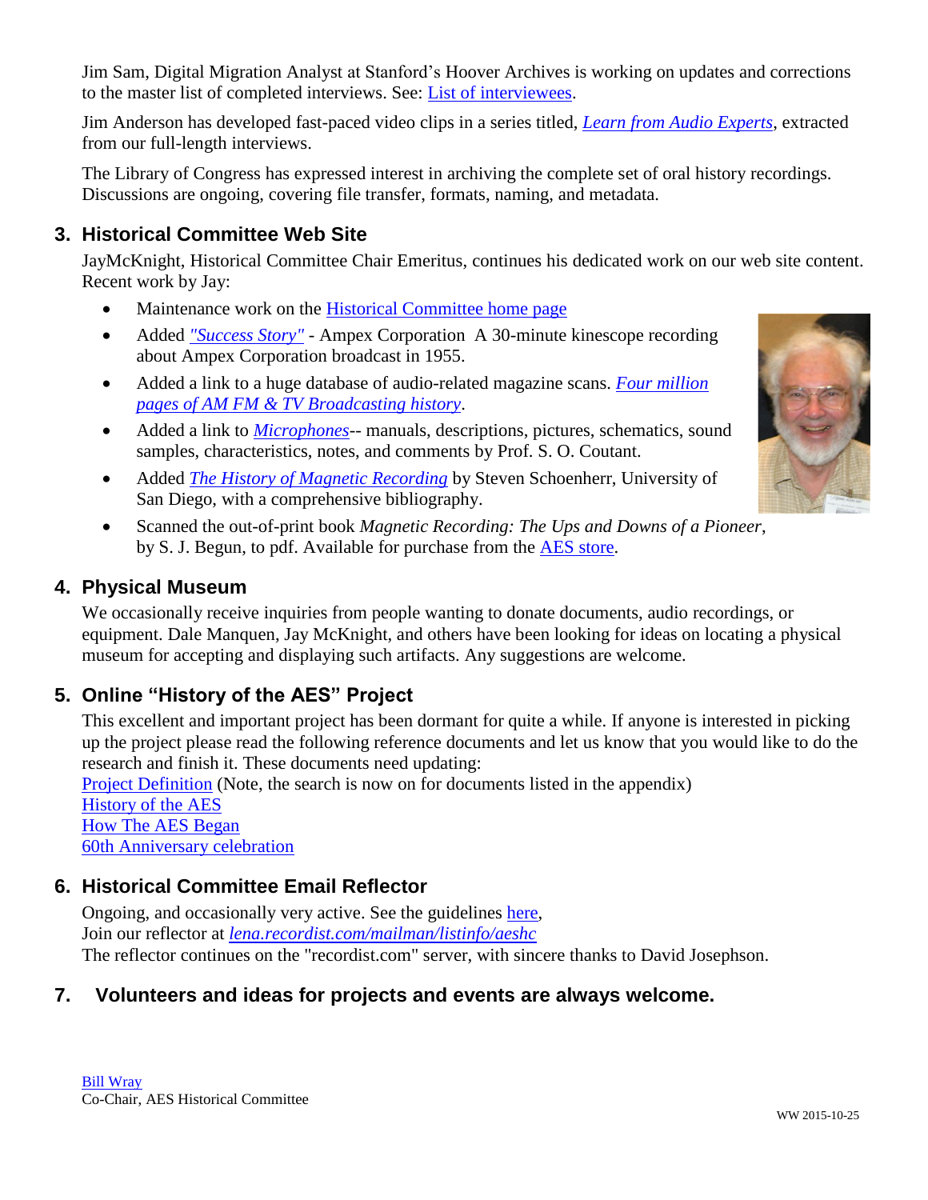Jim Sam, Digital Migration Analyst at Stanford's Hoover Archives is working on updates and corrections to the master list of completed interviews. See: List of interviewees.

Jim Anderson has developed fast-paced video clips in a series titled, *Learn from Audio Experts*, extracted from our full-length interviews.

The Library of Congress has expressed interest in archiving the complete set of oral history recordings. Discussions are ongoing, covering file transfer, formats, naming, and metadata.

## 3. Historical Committee Web Site

JayMcKnight, Historical Committee Chair Emeritus, continues his dedicated work on our web site content. Recent work by Jay:

- Maintenance work on the Historical Committee home page
- Added *"Success Story"* - Ampex Corporation A 30-minute kinescope recording about Ampex Corporation broadcast in 1955.
- Added a link to a huge database of audio-related magazine scans. *Four million pages of AM FM & TV Broadcasting history*.
- Added a link to *Microphones*-- manuals, descriptions, pictures, schematics, sound samples, characteristics, notes, and comments by Prof. S. O. Coutant.
- Added *The History of Magnetic Recording* by Steven Schoenherr, University of San Diego, with a comprehensive bibliography.
- Scanned the out-of-print book *Magnetic Recording: The Ups and Downs of a Pioneer*, by S. J. Begun, to pdf. Available for purchase from the AES store.

## 4. Physical Museum

We occasionally receive inquiries from people wanting to donate documents, audio recordings, or equipment. Dale Manquen, Jay McKnight, and others have been looking for ideas on locating a physical museum for accepting and displaying such artifacts. Any suggestions are welcome.

## 5. Online "History of the AES" Project

This excellent and important project has been dormant for quite a while. If anyone is interested in picking up the project please read the following reference documents and let us know that you would like to do the research and finish it. These documents need updating:
Project Definition (Note, the search is now on for documents listed in the appendix)
History of the AES
How The AES Began
60th Anniversary celebration

## 6. Historical Committee Email Reflector

Ongoing, and occasionally very active. See the guidelines here,
Join our reflector at *lena.recordist.com/mailman/listinfo/aeshc*
The reflector continues on the "recordist.com" server, with sincere thanks to David Josephson.

## 7. Volunteers and ideas for projects and events are always welcome.

Bill Wray
Co-Chair, AES Historical Committee

WW 2015-10-25